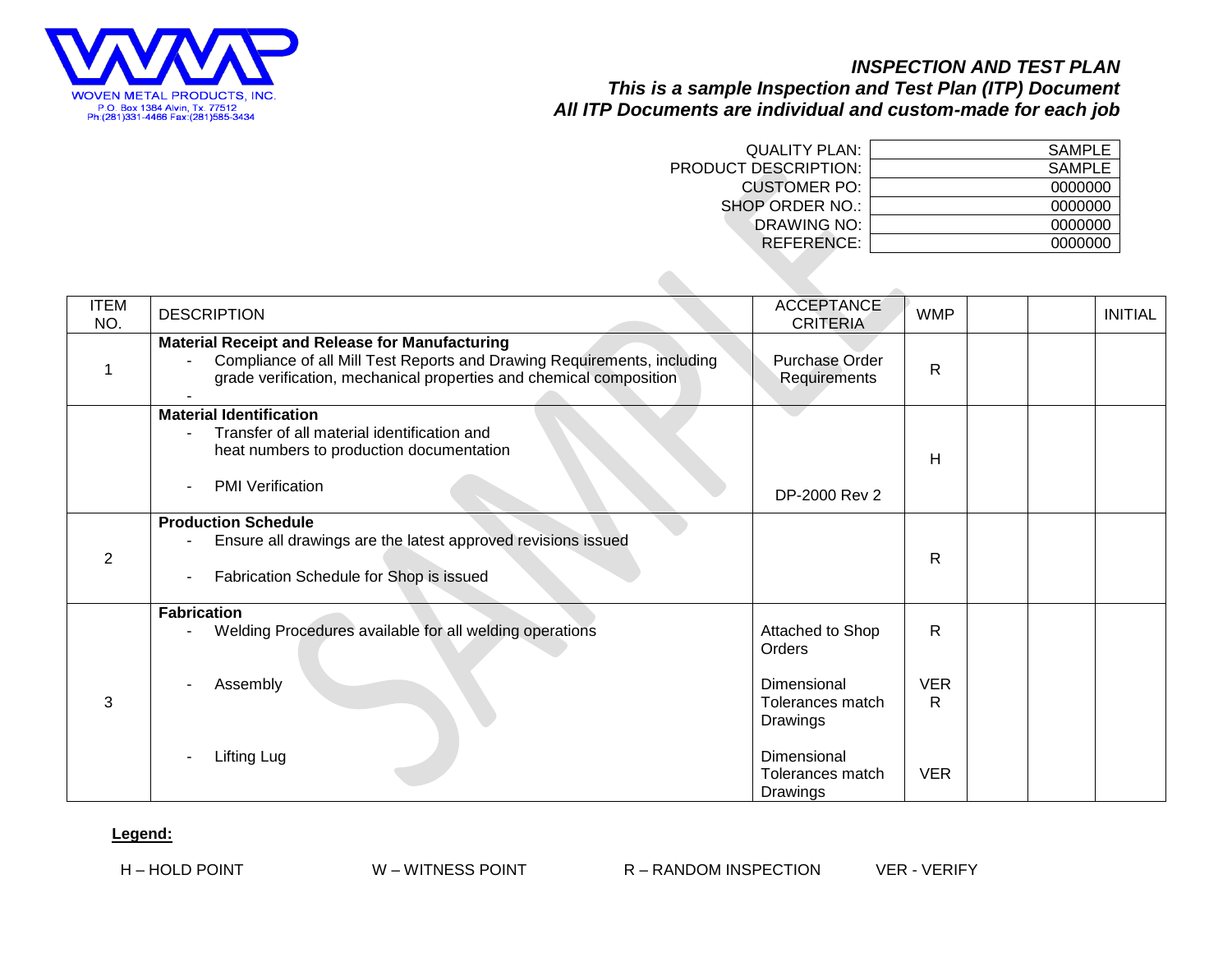WOVEN METAL PRODUCTS, INC.
P.O. Box 1384 Alvin, Tx. 77512
Ph:(281)331-4466 Fax:(281)585-3434

# *INSPECTION AND TEST PLAN*

***This is a sample Inspection and Test Plan (ITP) Document***

***All ITP Documents are individual and custom-made for each job***

| | |
|---|---|
| QUALITY PLAN: | SAMPLE |
| PRODUCT DESCRIPTION: | SAMPLE |
| CUSTOMER PO: | 0000000 |
| SHOP ORDER NO.: | 0000000 |
| DRAWING NO: | 0000000 |
| REFERENCE: | 0000000 |

| ITEM NO. | DESCRIPTION | ACCEPTANCE CRITERIA | WMP | | | INITIAL |
|---|---|---|---|---|---|---|
| 1 | **Material Receipt and Release for Manufacturing**<br>- Compliance of all Mill Test Reports and Drawing Requirements, including grade verification, mechanical properties and chemical composition<br>- | Purchase Order Requirements | R | | | |
| | **Material Identification**<br>- Transfer of all material identification and heat numbers to production documentation<br>- PMI Verification | DP-2000 Rev 2 | H | | | |
| 2 | **Production Schedule**<br>- Ensure all drawings are the latest approved revisions issued<br>- Fabrication Schedule for Shop is issued | | R | | | |
| 3 | **Fabrication**<br>- Welding Procedures available for all welding operations<br>- Assembly<br>- Lifting Lug | Attached to Shop Orders<br>Dimensional Tolerances match Drawings<br>Dimensional Tolerances match Drawings | R<br>VER R<br>VER | | | |

**Legend:**

H – HOLD POINT W – WITNESS POINT R – RANDOM INSPECTION VER - VERIFY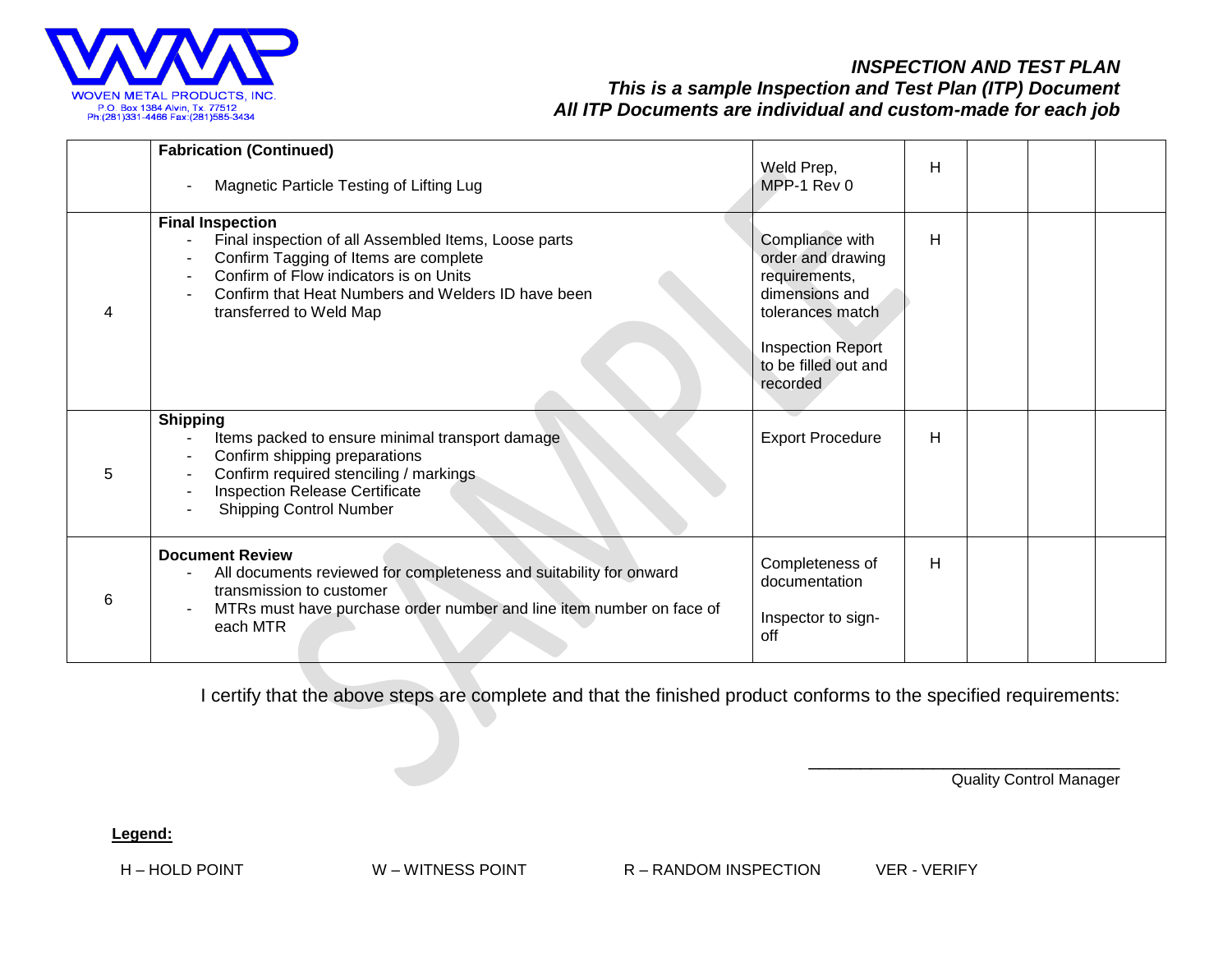**INSPECTION AND TEST PLAN**
***This is a sample Inspection and Test Plan (ITP) Document***
***All ITP Documents are individual and custom-made for each job***

| | | | | | | |
|---|---|---|---|---|---|---|
| | **Fabrication (Continued)**<br>- Magnetic Particle Testing of Lifting Lug | Weld Prep, MPP-1 Rev 0 | H | | | |
| 4 | **Final Inspection**<br>- Final inspection of all Assembled Items, Loose parts<br>- Confirm Tagging of Items are complete<br>- Confirm of Flow indicators is on Units<br>- Confirm that Heat Numbers and Welders ID have been transferred to Weld Map | Compliance with order and drawing requirements, dimensions and tolerances match<br><br>Inspection Report to be filled out and recorded | H | | | |
| 5 | **Shipping**<br>- Items packed to ensure minimal transport damage<br>- Confirm shipping preparations<br>- Confirm required stenciling / markings<br>- Inspection Release Certificate<br>- Shipping Control Number | Export Procedure | H | | | |
| 6 | **Document Review**<br>- All documents reviewed for completeness and suitability for onward transmission to customer<br>- MTRs must have purchase order number and line item number on face of each MTR | Completeness of documentation<br><br>Inspector to sign-off | H | | | |

I certify that the above steps are complete and that the finished product conforms to the specified requirements:

\_\_\_\_\_\_\_\_\_\_\_\_\_\_\_\_\_\_\_\_\_\_\_\_\_\_\_\_\_\_\_\_
Quality Control Manager

**Legend:**

H – HOLD POINT W – WITNESS POINT R – RANDOM INSPECTION VER - VERIFY